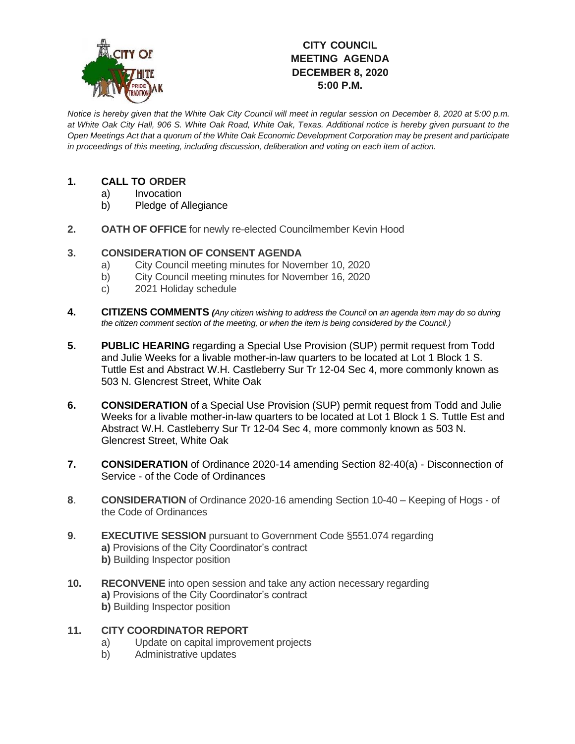# CITY COUNCIL MEETING AGENDA DECEMBER 8, 2020 5:00 P.M.

*Notice is hereby given that the White Oak City Council will meet in regular session on December 8, 2020 at 5:00 p.m. at White Oak City Hall, 906 S. White Oak Road, White Oak, Texas. Additional notice is hereby given pursuant to the Open Meetings Act that a quorum of the White Oak Economic Development Corporation may be present and participate in proceedings of this meeting, including discussion, deliberation and voting on each item of action.*

**1. CALL TO ORDER**
- a) Invocation
- b) Pledge of Allegiance

**2. OATH OF OFFICE** for newly re-elected Councilmember Kevin Hood

**3. CONSIDERATION OF CONSENT AGENDA**
- a) City Council meeting minutes for November 10, 2020
- b) City Council meeting minutes for November 16, 2020
- c) 2021 Holiday schedule

**4. CITIZENS COMMENTS** *(Any citizen wishing to address the Council on an agenda item may do so during the citizen comment section of the meeting, or when the item is being considered by the Council.)*

**5. PUBLIC HEARING** regarding a Special Use Provision (SUP) permit request from Todd and Julie Weeks for a livable mother-in-law quarters to be located at Lot 1 Block 1 S. Tuttle Est and Abstract W.H. Castleberry Sur Tr 12-04 Sec 4, more commonly known as 503 N. Glencrest Street, White Oak

**6. CONSIDERATION** of a Special Use Provision (SUP) permit request from Todd and Julie Weeks for a livable mother-in-law quarters to be located at Lot 1 Block 1 S. Tuttle Est and Abstract W.H. Castleberry Sur Tr 12-04 Sec 4, more commonly known as 503 N. Glencrest Street, White Oak

**7. CONSIDERATION** of Ordinance 2020-14 amending Section 82-40(a) - Disconnection of Service - of the Code of Ordinances

**8. CONSIDERATION** of Ordinance 2020-16 amending Section 10-40 – Keeping of Hogs - of the Code of Ordinances

**9. EXECUTIVE SESSION** pursuant to Government Code §551.074 regarding
- **a)** Provisions of the City Coordinator's contract
- **b)** Building Inspector position

**10. RECONVENE** into open session and take any action necessary regarding
- **a)** Provisions of the City Coordinator's contract
- **b)** Building Inspector position

**11. CITY COORDINATOR REPORT**
- a) Update on capital improvement projects
- b) Administrative updates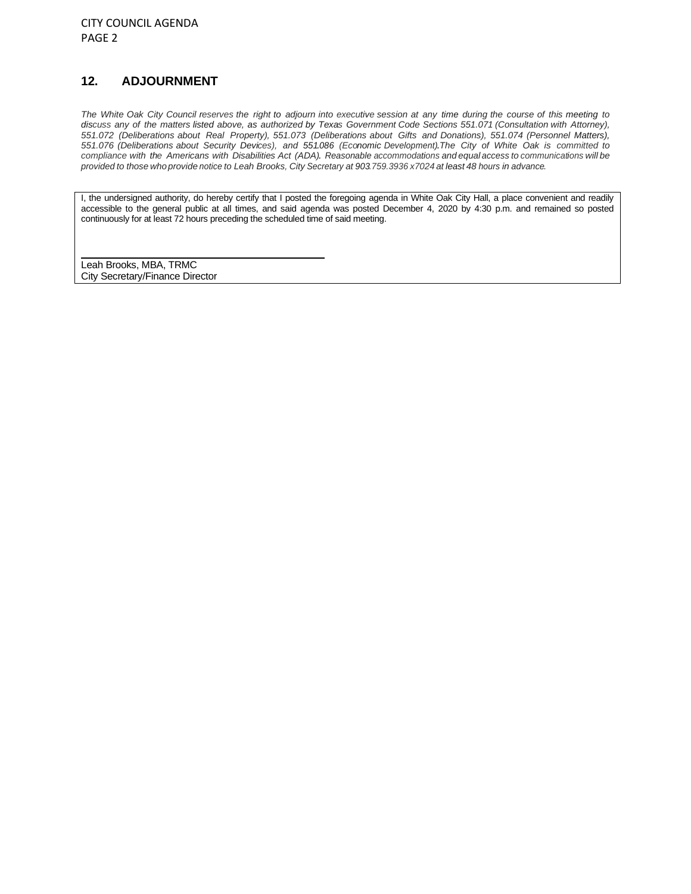## 12. ADJOURNMENT

*The White Oak City Council reserves the right to adjourn into executive session at any time during the course of this meeting to discuss any of the matters listed above, as authorized by Texas Government Code Sections 551.071 (Consultation with Attorney), 551.072 (Deliberations about Real Property), 551.073 (Deliberations about Gifts and Donations), 551.074 (Personnel Matters), 551.076 (Deliberations about Security Devices), and 551.086 (Economic Development).The City of White Oak is committed to compliance with the Americans with Disabilities Act (ADA). Reasonable accommodations and equal access to communications will be provided to those who provide notice to Leah Brooks, City Secretary at 903.759.3936 x7024 at least 48 hours in advance.*

I, the undersigned authority, do hereby certify that I posted the foregoing agenda in White Oak City Hall, a place convenient and readily accessible to the general public at all times, and said agenda was posted December 4, 2020 by 4:30 p.m. and remained so posted continuously for at least 72 hours preceding the scheduled time of said meeting.

\_\_\_\_\_\_\_\_\_\_\_\_\_\_\_\_\_\_\_\_\_\_\_\_\_\_\_\_\_\_\_\_\_\_\_\_\_\_\_\_

Leah Brooks, MBA, TRMC
City Secretary/Finance Director